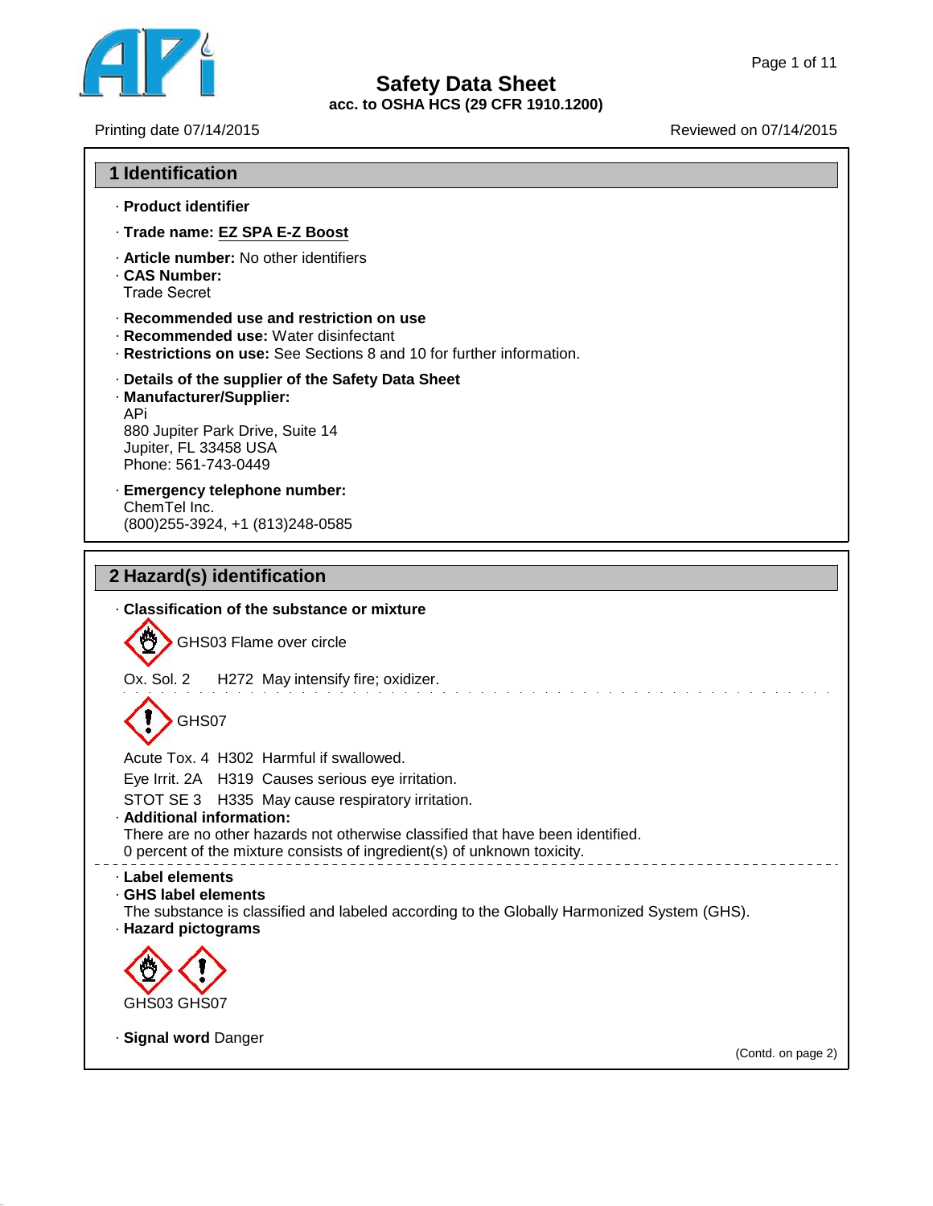# Safety Data Sheet
**acc. to OSHA HCS (29 CFR 1910.200)**

Printing date 07/14/2015 | Reviewed on 07/14/2015

## 1 Identification

· **Product identifier**

· **Trade name: EZ SPA E-Z Boost**

· **Article number:** No other identifiers
· **CAS Number:**
Trade Secret

· **Recommended use and restriction on use**
· **Recommended use:** Water disinfectant
· **Restrictions on use:** See Sections 8 and 10 for further information.

· **Details of the supplier of the Safety Data Sheet**
· **Manufacturer/Supplier:**
APi
880 Jupiter Park Drive, Suite 14
Jupiter, FL 33458 USA
Phone: 561-743-0449

· **Emergency telephone number:**
ChemTel Inc.
(800)255-3924, +1 (813)248-0585

## 2 Hazard(s) identification

· **Classification of the substance or mixture**

GHS03 Flame over circle

Ox. Sol. 2 H272 May intensify fire; oxidizer.

GHS07

Acute Tox. 4 H302 Harmful if swallowed.

Eye Irrit. 2A H319 Causes serious eye irritation.

STOT SE 3 H335 May cause respiratory irritation.

· **Additional information:**
There are no other hazards not otherwise classified that have been identified.
0 percent of the mixture consists of ingredient(s) of unknown toxicity.

· **Label elements**
· **GHS label elements**
The substance is classified and labeled according to the Globally Harmonized System (GHS).
· **Hazard pictograms**

GHS03 GHS07

· **Signal word** Danger

(Contd. on page 2)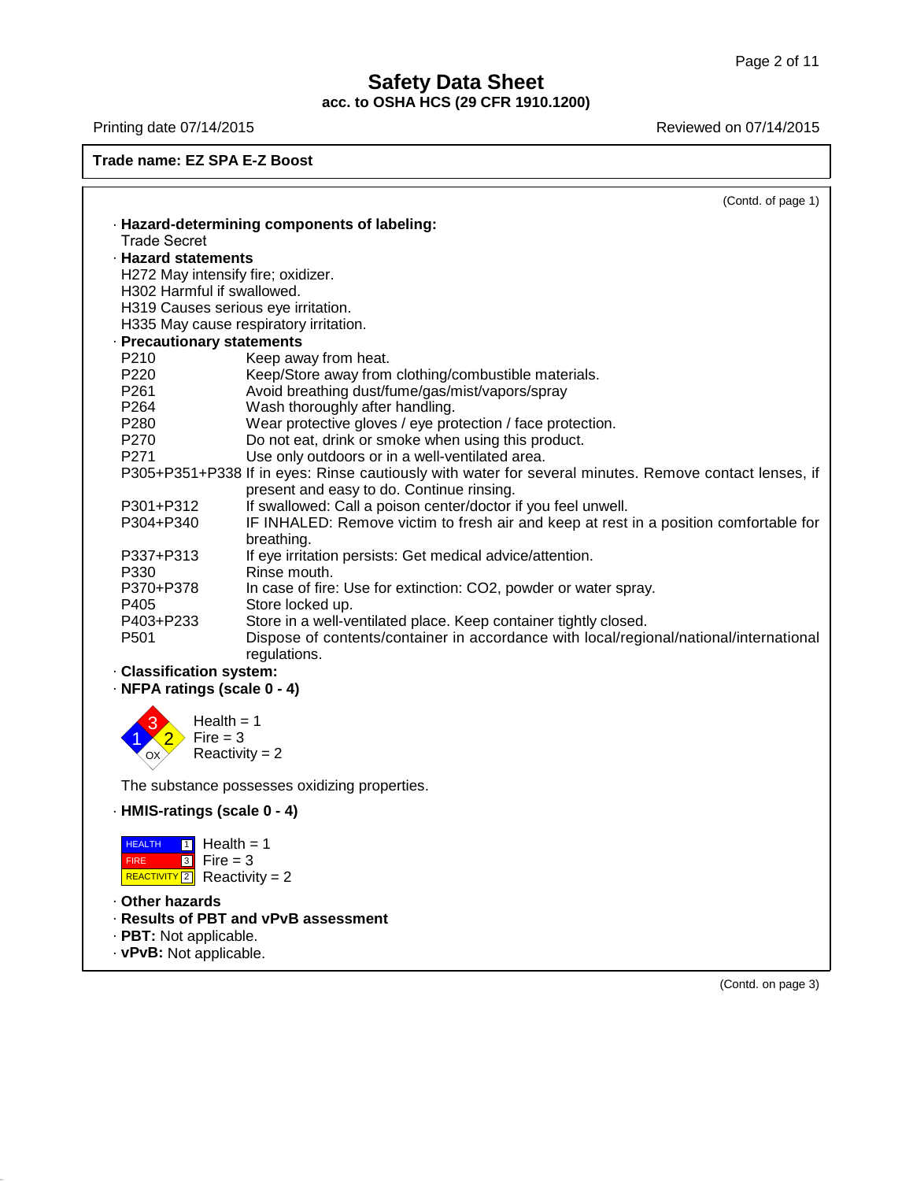Trade name: EZ SPA E-Z Boost

(Contd. of page 1)

· **Hazard-determining components of labeling:**
Trade Secret

· **Hazard statements**
H272 May intensify fire; oxidizer.
H302 Harmful if swallowed.
H319 Causes serious eye irritation.
H335 May cause respiratory irritation.

· **Precautionary statements**

| | |
|---|---|
| P210 | Keep away from heat. |
| P220 | Keep/Store away from clothing/combustible materials. |
| P261 | Avoid breathing dust/fume/gas/mist/vapors/spray |
| P264 | Wash thoroughly after handling. |
| P280 | Wear protective gloves / eye protection / face protection. |
| P270 | Do not eat, drink or smoke when using this product. |
| P271 | Use only outdoors or in a well-ventilated area. |
| P305+P351+P338 | If in eyes: Rinse cautiously with water for several minutes. Remove contact lenses, if present and easy to do. Continue rinsing. |
| P301+P312 | If swallowed: Call a poison center/doctor if you feel unwell. |
| P304+P340 | IF INHALED: Remove victim to fresh air and keep at rest in a position comfortable for breathing. |
| P337+P313 | If eye irritation persists: Get medical advice/attention. |
| P330 | Rinse mouth. |
| P370+P378 | In case of fire: Use for extinction: CO2, powder or water spray. |
| P405 | Store locked up. |
| P403+P233 | Store in a well-ventilated place. Keep container tightly closed. |
| P501 | Dispose of contents/container in accordance with local/regional/national/international regulations. |

· **Classification system:**

· **NFPA ratings (scale 0 - 4)**

Health = 1
Fire = 3
Reactivity = 2
OX

The substance possesses oxidizing properties.

· **HMIS-ratings (scale 0 - 4)**

HEALTH 1 Health = 1
FIRE 3 Fire = 3
REACTIVITY 2 Reactivity = 2

· **Other hazards**

· **Results of PBT and vPvB assessment**

· **PBT:** Not applicable.

· **vPvB:** Not applicable.

(Contd. on page 3)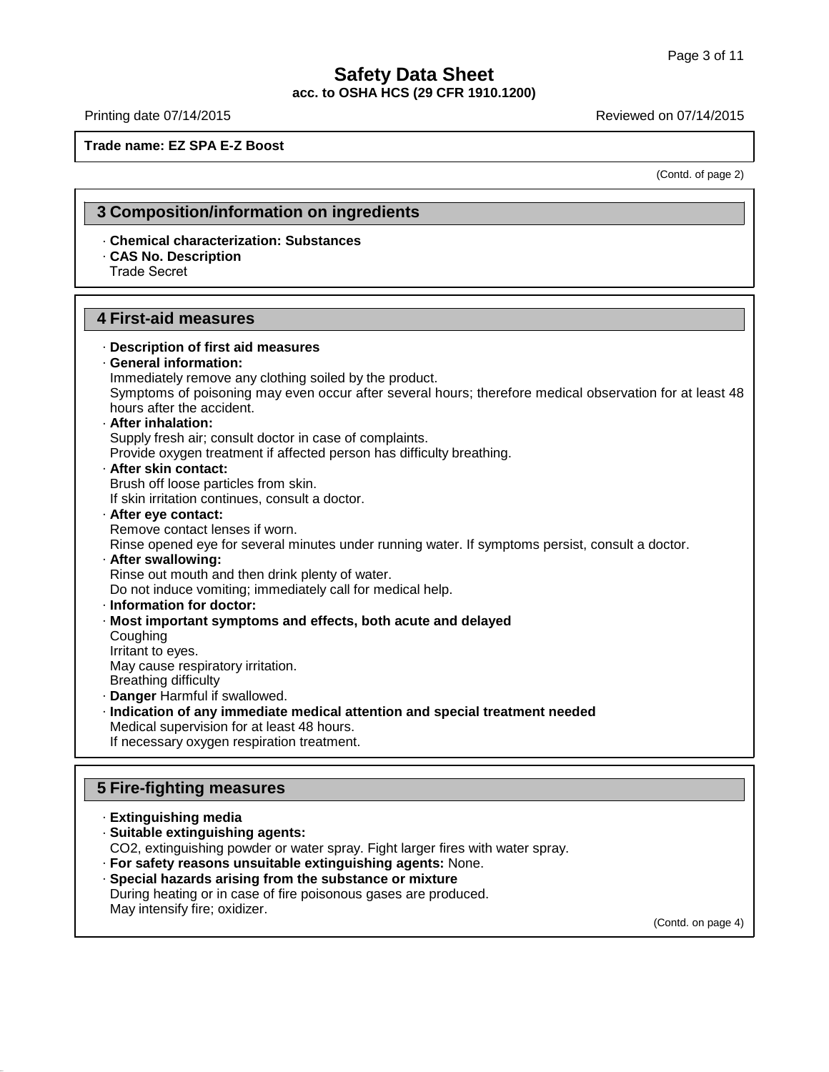**Trade name: EZ SPA E-Z Boost**

(Contd. of page 2)

## 3 Composition/information on ingredients

· **Chemical characterization: Substances**
· **CAS No. Description**
Trade Secret

## 4 First-aid measures

· **Description of first aid measures**
· **General information:**
Immediately remove any clothing soiled by the product.
Symptoms of poisoning may even occur after several hours; therefore medical observation for at least 48 hours after the accident.
· **After inhalation:**
Supply fresh air; consult doctor in case of complaints.
Provide oxygen treatment if affected person has difficulty breathing.
· **After skin contact:**
Brush off loose particles from skin.
If skin irritation continues, consult a doctor.
· **After eye contact:**
Remove contact lenses if worn.
Rinse opened eye for several minutes under running water. If symptoms persist, consult a doctor.
· **After swallowing:**
Rinse out mouth and then drink plenty of water.
Do not induce vomiting; immediately call for medical help.
· **Information for doctor:**
· **Most important symptoms and effects, both acute and delayed**
Coughing
Irritant to eyes.
May cause respiratory irritation.
Breathing difficulty
· **Danger** Harmful if swallowed.
· **Indication of any immediate medical attention and special treatment needed**
Medical supervision for at least 48 hours.
If necessary oxygen respiration treatment.

## 5 Fire-fighting measures

· **Extinguishing media**
· **Suitable extinguishing agents:**
$CO_2$, extinguishing powder or water spray. Fight larger fires with water spray.
· **For safety reasons unsuitable extinguishing agents:** None.
· **Special hazards arising from the substance or mixture**
During heating or in case of fire poisonous gases are produced.
May intensify fire; oxidizer.

(Contd. on page 4)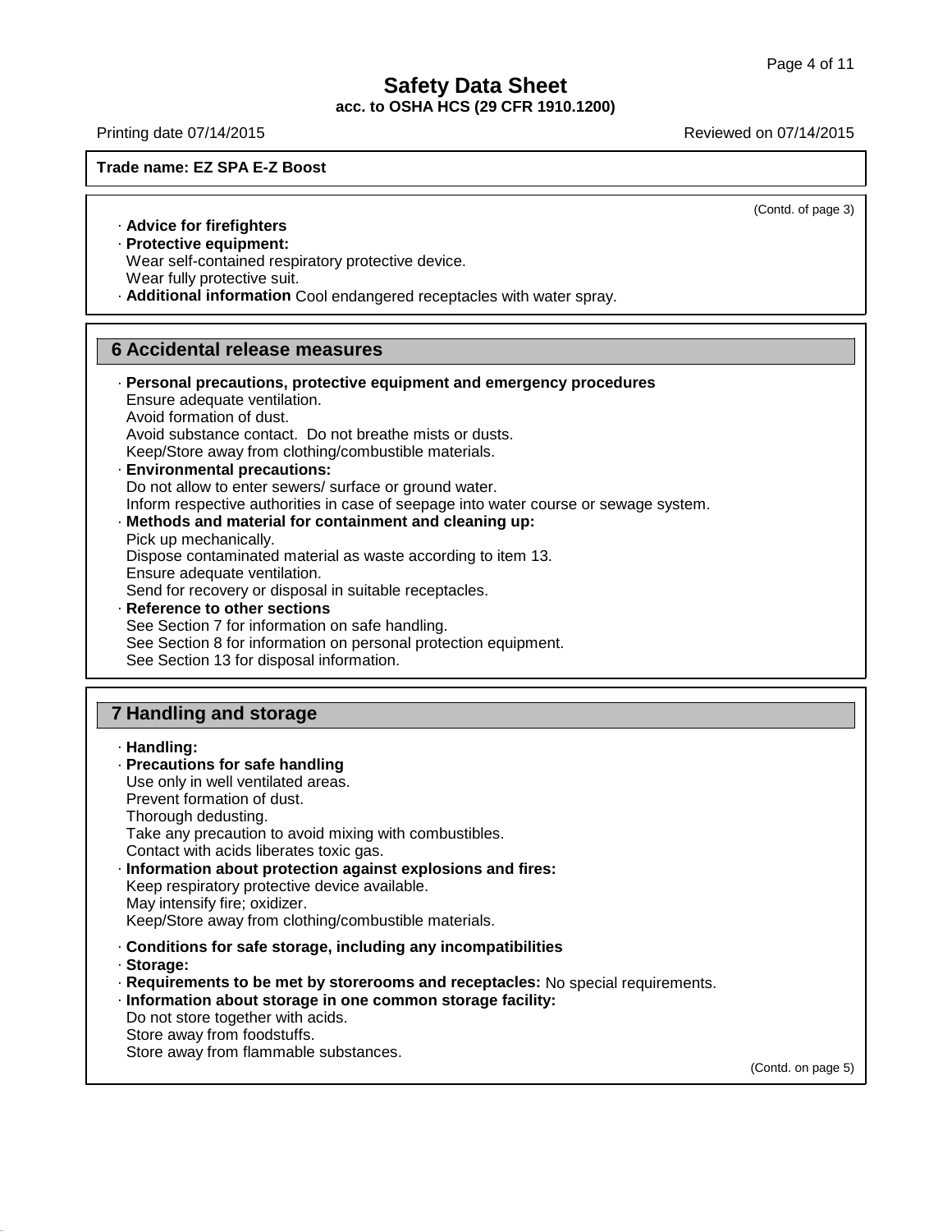**Trade name: EZ SPA E-Z Boost**

(Contd. of page 3)

· **Advice for firefighters**
· **Protective equipment:**
Wear self-contained respiratory protective device.
Wear fully protective suit.
· **Additional information** Cool endangered receptacles with water spray.

## 6 Accidental release measures

· **Personal precautions, protective equipment and emergency procedures**
Ensure adequate ventilation.
Avoid formation of dust.
Avoid substance contact. Do not breathe mists or dusts.
Keep/Store away from clothing/combustible materials.
· **Environmental precautions:**
Do not allow to enter sewers/ surface or ground water.
Inform respective authorities in case of seepage into water course or sewage system.
· **Methods and material for containment and cleaning up:**
Pick up mechanically.
Dispose contaminated material as waste according to item 13.
Ensure adequate ventilation.
Send for recovery or disposal in suitable receptacles.
· **Reference to other sections**
See Section 7 for information on safe handling.
See Section 8 for information on personal protection equipment.
See Section 13 for disposal information.

## 7 Handling and storage

· **Handling:**
· **Precautions for safe handling**
Use only in well ventilated areas.
Prevent formation of dust.
Thorough dedusting.
Take any precaution to avoid mixing with combustibles.
Contact with acids liberates toxic gas.
· **Information about protection against explosions and fires:**
Keep respiratory protective device available.
May intensify fire; oxidizer.
Keep/Store away from clothing/combustible materials.

· **Conditions for safe storage, including any incompatibilities**
· **Storage:**
· **Requirements to be met by storerooms and receptacles:** No special requirements.
· **Information about storage in one common storage facility:**
Do not store together with acids.
Store away from foodstuffs.
Store away from flammable substances.

(Contd. on page 5)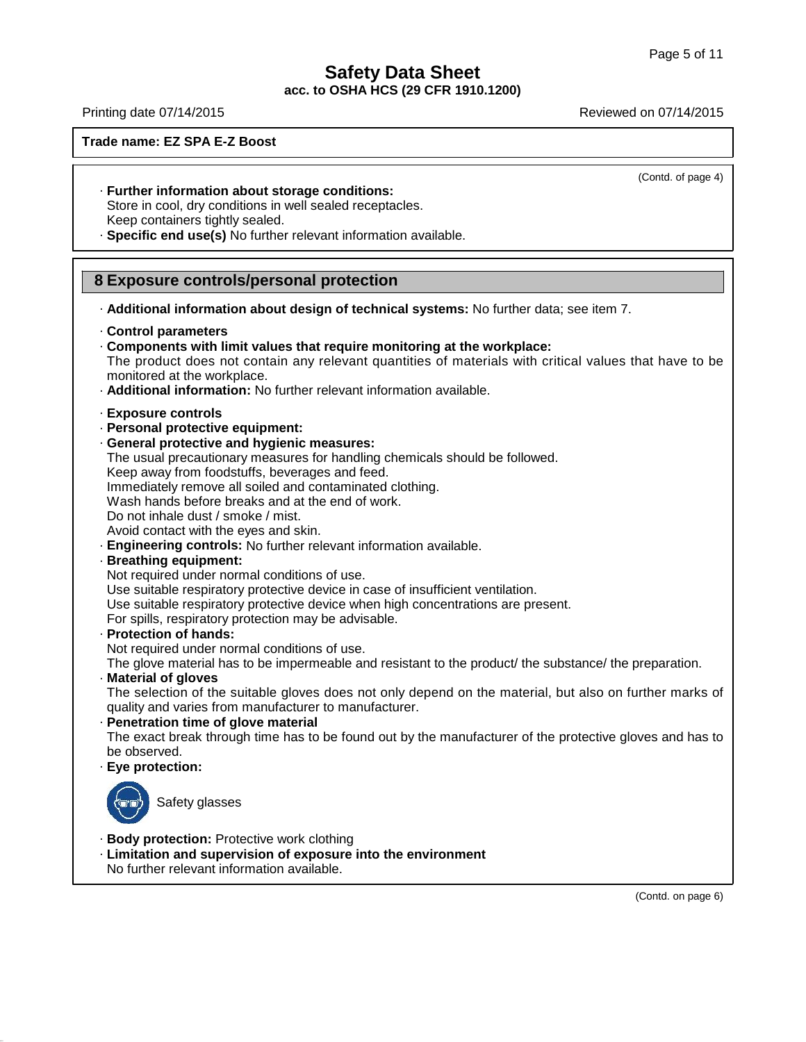**Trade name: EZ SPA E-Z Boost**

(Contd. of page 4)

· **Further information about storage conditions:**
Store in cool, dry conditions in well sealed receptacles.
Keep containers tightly sealed.
· **Specific end use(s)** No further relevant information available.

## 8 Exposure controls/personal protection

· **Additional information about design of technical systems:** No further data; see item 7.

· **Control parameters**
· **Components with limit values that require monitoring at the workplace:**
The product does not contain any relevant quantities of materials with critical values that have to be monitored at the workplace.
· **Additional information:** No further relevant information available.

· **Exposure controls**
· **Personal protective equipment:**
· **General protective and hygienic measures:**
The usual precautionary measures for handling chemicals should be followed.
Keep away from foodstuffs, beverages and feed.
Immediately remove all soiled and contaminated clothing.
Wash hands before breaks and at the end of work.
Do not inhale dust / smoke / mist.
Avoid contact with the eyes and skin.
· **Engineering controls:** No further relevant information available.
· **Breathing equipment:**
Not required under normal conditions of use.
Use suitable respiratory protective device in case of insufficient ventilation.
Use suitable respiratory protective device when high concentrations are present.
For spills, respiratory protection may be advisable.
· **Protection of hands:**
Not required under normal conditions of use.
The glove material has to be impermeable and resistant to the product/ the substance/ the preparation.
· **Material of gloves**
The selection of the suitable gloves does not only depend on the material, but also on further marks of quality and varies from manufacturer to manufacturer.
· **Penetration time of glove material**
The exact break through time has to be found out by the manufacturer of the protective gloves and has to be observed.
· **Eye protection:**

Safety glasses

· **Body protection:** Protective work clothing
· **Limitation and supervision of exposure into the environment**
No further relevant information available.

(Contd. on page 6)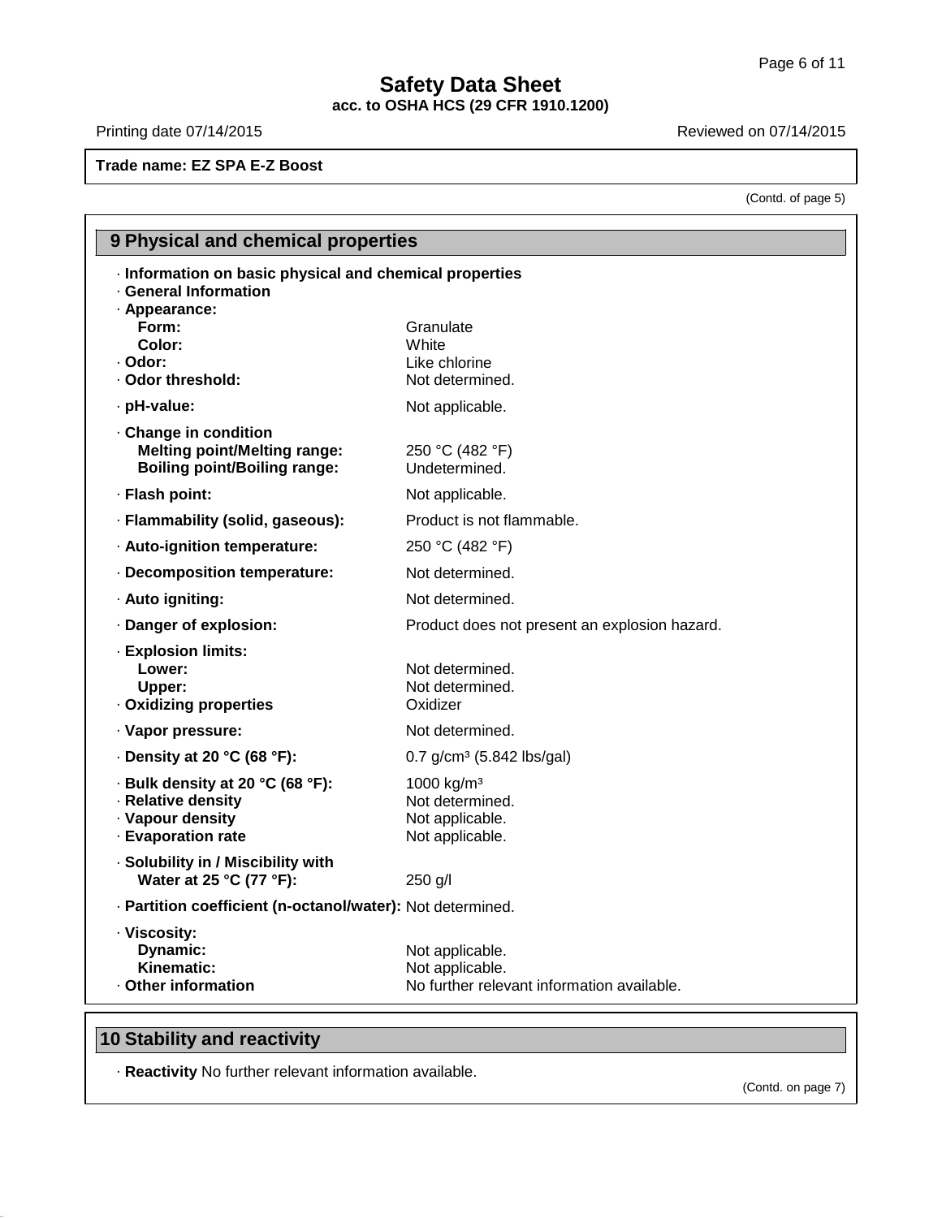**Trade name: EZ SPA E-Z Boost**

(Contd. of page 5)

## 9 Physical and chemical properties

· **Information on basic physical and chemical properties**
· **General Information**
· **Appearance:**

| | |
|---|---|
| **Form:** | Granulate |
| **Color:** | White |
| · **Odor:** | Like chlorine |
| · **Odor threshold:** | Not determined. |
| · **pH-value:** | Not applicable. |
| · **Change in condition** | |
| **Melting point/Melting range:** | 250 °C (482 °F) |
| **Boiling point/Boiling range:** | Undetermined. |
| · **Flash point:** | Not applicable. |
| · **Flammability (solid, gaseous):** | Product is not flammable. |
| · **Auto-ignition temperature:** | 250 °C (482 °F) |
| · **Decomposition temperature:** | Not determined. |
| · **Auto igniting:** | Not determined. |
| · **Danger of explosion:** | Product does not present an explosion hazard. |
| · **Explosion limits:** | |
| **Lower:** | Not determined. |
| **Upper:** | Not determined. |
| · **Oxidizing properties** | Oxidizer |
| · **Vapor pressure:** | Not determined. |
| · **Density at 20 °C (68 °F):** | 0.7 g/cm³ (5.842 lbs/gal) |
| · **Bulk density at 20 °C (68 °F):** | 1000 kg/m³ |
| · **Relative density** | Not determined. |
| · **Vapour density** | Not applicable. |
| · **Evaporation rate** | Not applicable. |
| · **Solubility in / Miscibility with** | |
| **Water at 25 °C (77 °F):** | 250 g/l |
| · **Partition coefficient (n-octanol/water):** | Not determined. |
| · **Viscosity:** | |
| **Dynamic:** | Not applicable. |
| **Kinematic:** | Not applicable. |
| · **Other information** | No further relevant information available. |

## 10 Stability and reactivity

· **Reactivity** No further relevant information available.

(Contd. on page 7)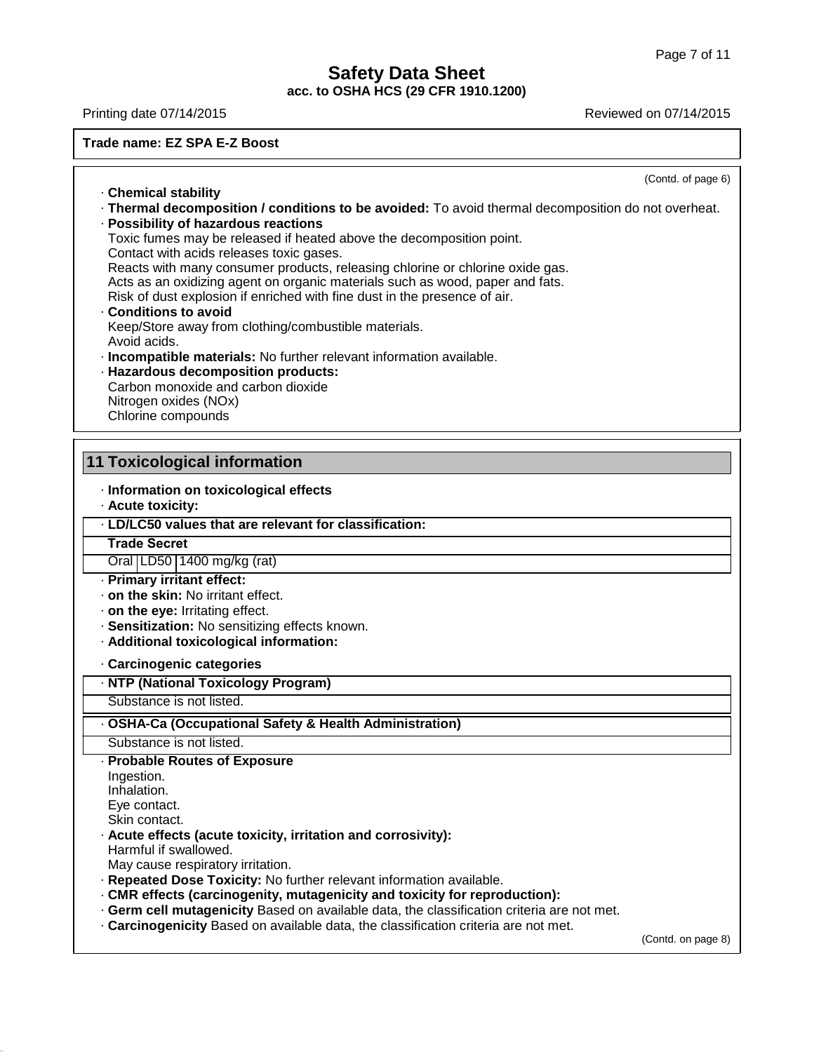**Safety Data Sheet**
**acc. to OSHA HCS (29 CFR 1910.1200)**

Printing date 07/14/2015 Reviewed on 07/14/2015

**Trade name: EZ SPA E-Z Boost**

(Contd. of page 6)

· **Chemical stability**
· **Thermal decomposition / conditions to be avoided:** To avoid thermal decomposition do not overheat.
· **Possibility of hazardous reactions**
Toxic fumes may be released if heated above the decomposition point.
Contact with acids releases toxic gases.
Reacts with many consumer products, releasing chlorine or chlorine oxide gas.
Acts as an oxidizing agent on organic materials such as wood, paper and fats.
Risk of dust explosion if enriched with fine dust in the presence of air.
· **Conditions to avoid**
Keep/Store away from clothing/combustible materials.
Avoid acids.
· **Incompatible materials:** No further relevant information available.
· **Hazardous decomposition products:**
Carbon monoxide and carbon dioxide
Nitrogen oxides (NOx)
Chlorine compounds

## 11 Toxicological information

· **Information on toxicological effects**
· **Acute toxicity:**

| · **LD/LC50 values that are relevant for classification:** | | |
|---|---|---|
| **Trade Secret** | | |
| Oral | LD50 | 1400 mg/kg (rat) |

· **Primary irritant effect:**
· **on the skin:** No irritant effect.
· **on the eye:** Irritating effect.
· **Sensitization:** No sensitizing effects known.
· **Additional toxicological information:**

· **Carcinogenic categories**

| · **NTP (National Toxicology Program)** |
|---|
| Substance is not listed. |

| · **OSHA-Ca (Occupational Safety & Health Administration)** |
|---|
| Substance is not listed. |

· **Probable Routes of Exposure**
Ingestion.
Inhalation.
Eye contact.
Skin contact.
· **Acute effects (acute toxicity, irritation and corrosivity):**
Harmful if swallowed.
May cause respiratory irritation.
· **Repeated Dose Toxicity:** No further relevant information available.
· **CMR effects (carcinogenity, mutagenicity and toxicity for reproduction):**
· **Germ cell mutagenicity** Based on available data, the classification criteria are not met.
· **Carcinogenicity** Based on available data, the classification criteria are not met.

(Contd. on page 8)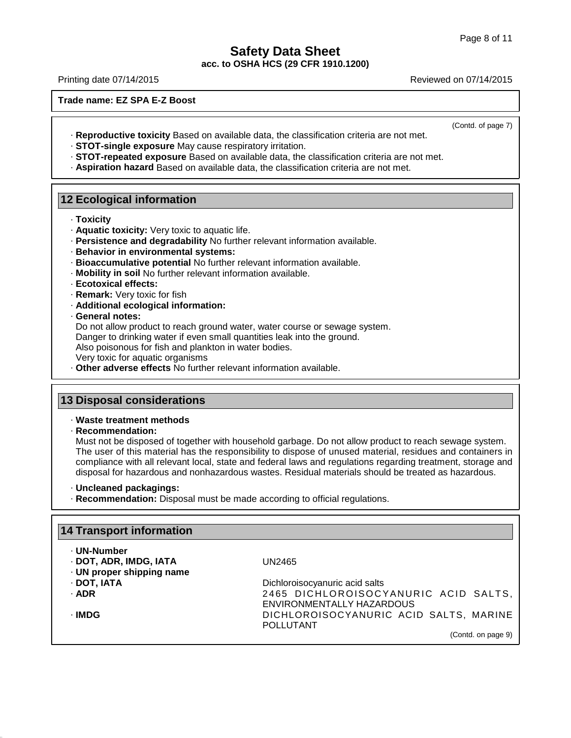**Trade name: EZ SPA E-Z Boost**

(Contd. of page 7)

· **Reproductive toxicity** Based on available data, the classification criteria are not met.
· **STOT-single exposure** May cause respiratory irritation.
· **STOT-repeated exposure** Based on available data, the classification criteria are not met.
· **Aspiration hazard** Based on available data, the classification criteria are not met.

## 12 Ecological information

· **Toxicity**
· **Aquatic toxicity:** Very toxic to aquatic life.
· **Persistence and degradability** No further relevant information available.
· **Behavior in environmental systems:**
· **Bioaccumulative potential** No further relevant information available.
· **Mobility in soil** No further relevant information available.
· **Ecotoxical effects:**
· **Remark:** Very toxic for fish
· **Additional ecological information:**
· **General notes:**
Do not allow product to reach ground water, water course or sewage system.
Danger to drinking water if even small quantities leak into the ground.
Also poisonous for fish and plankton in water bodies.
Very toxic for aquatic organisms
· **Other adverse effects** No further relevant information available.

## 13 Disposal considerations

· **Waste treatment methods**
· **Recommendation:**
Must not be disposed of together with household garbage. Do not allow product to reach sewage system. The user of this material has the responsibility to dispose of unused material, residues and containers in compliance with all relevant local, state and federal laws and regulations regarding treatment, storage and disposal for hazardous and nonhazardous wastes. Residual materials should be treated as hazardous.

· **Uncleaned packagings:**
· **Recommendation:** Disposal must be made according to official regulations.

## 14 Transport information

| | |
|---|---|
| · **UN-Number** | |
| · **DOT, ADR, IMDG, IATA** | UN2465 |
| · **UN proper shipping name** | |
| · **DOT, IATA** | Dichloroisocyanuric acid salts |
| · **ADR** | 2465 DICHLOROISOCYANURIC ACID SALTS, ENVIRONMENTALLY HAZARDOUS |
| · **IMDG** | DICHLOROISOCYANURIC ACID SALTS, MARINE POLLUTANT |

(Contd. on page 9)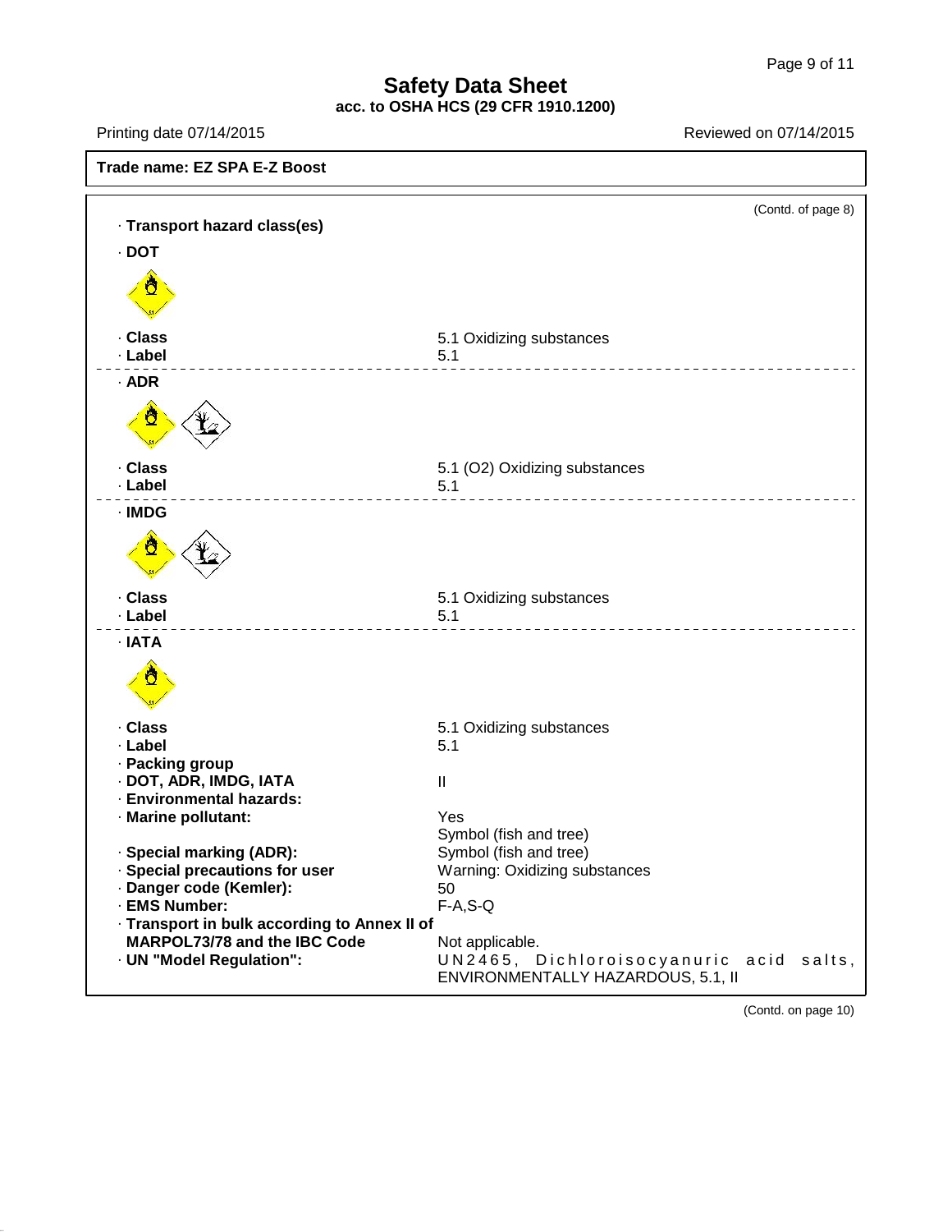**Trade name: EZ SPA E-Z Boost**

(Contd. of page 8)

· **Transport hazard class(es)**

· **DOT**

· **Class** 5.1 Oxidizing substances
· **Label** 5.1

· **ADR**

· **Class** 5.1 (O2) Oxidizing substances
· **Label** 5.1

· **IMDG**

· **Class** 5.1 Oxidizing substances
· **Label** 5.1

· **IATA**

· **Class** 5.1 Oxidizing substances
· **Label** 5.1

· **Packing group**
· **DOT, ADR, IMDG, IATA** II

· **Environmental hazards:**
· **Marine pollutant:** Yes
Symbol (fish and tree)

· **Special marking (ADR):** Symbol (fish and tree)
· **Special precautions for user** Warning: Oxidizing substances
· **Danger code (Kemler):** 50
· **EMS Number:** F-A,S-Q
· **Transport in bulk according to Annex II of MARPOL73/78 and the IBC Code** Not applicable.
· **UN "Model Regulation":** UN2465, Dichloroisocyanuric acid salts, ENVIRONMENTALLY HAZARDOUS, 5.1, II

(Contd. on page 10)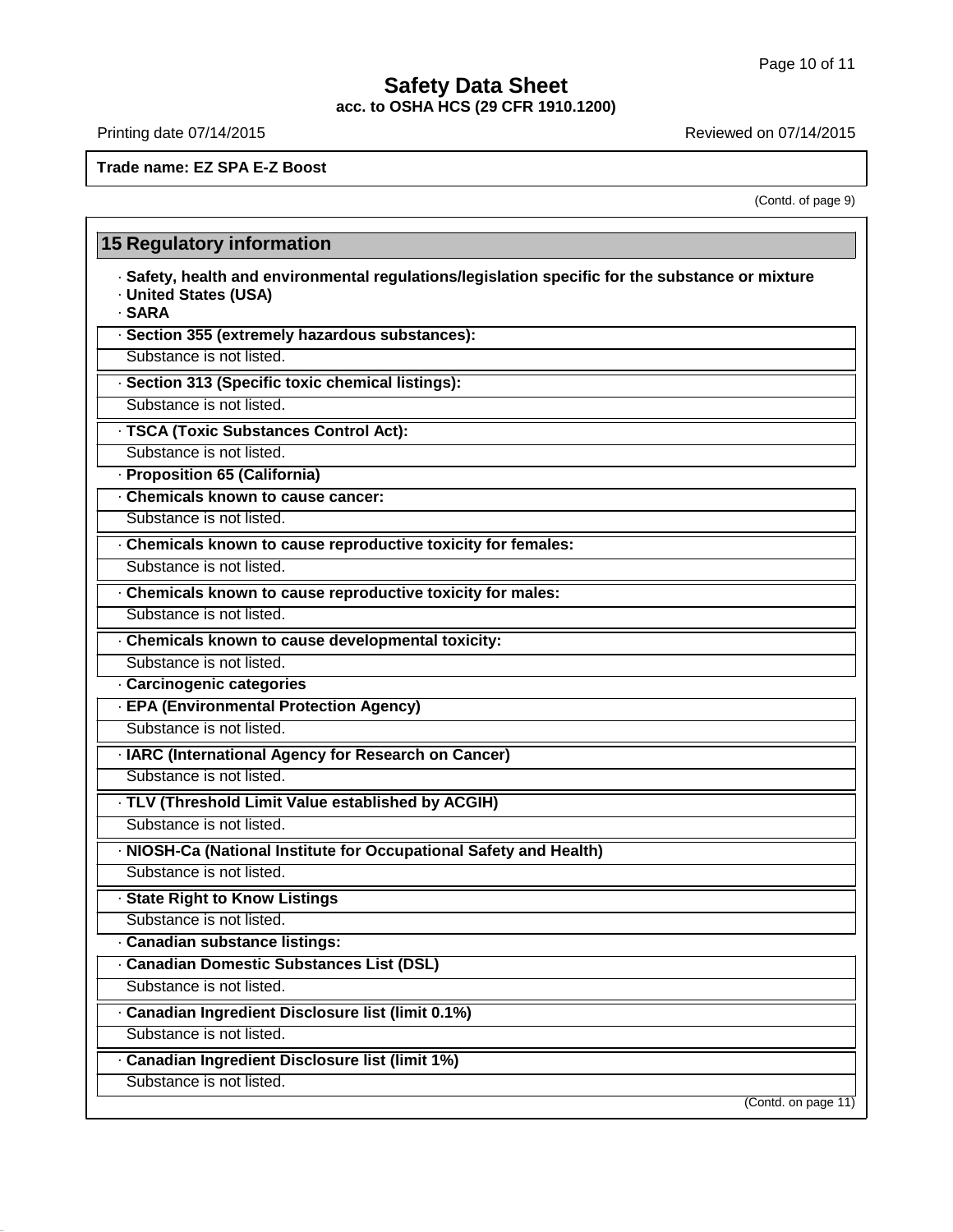Trade name: EZ SPA E-Z Boost

(Contd. of page 9)

## 15 Regulatory information

· **Safety, health and environmental regulations/legislation specific for the substance or mixture**
· **United States (USA)**
· **SARA**

· **Section 355 (extremely hazardous substances):**
Substance is not listed.

· **Section 313 (Specific toxic chemical listings):**
Substance is not listed.

· **TSCA (Toxic Substances Control Act):**
Substance is not listed.

· **Proposition 65 (California)**

· **Chemicals known to cause cancer:**
Substance is not listed.

· **Chemicals known to cause reproductive toxicity for females:**
Substance is not listed.

· **Chemicals known to cause reproductive toxicity for males:**
Substance is not listed.

· **Chemicals known to cause developmental toxicity:**
Substance is not listed.

· **Carcinogenic categories**

· **EPA (Environmental Protection Agency)**
Substance is not listed.

· **IARC (International Agency for Research on Cancer)**
Substance is not listed.

· **TLV (Threshold Limit Value established by ACGIH)**
Substance is not listed.

· **NIOSH-Ca (National Institute for Occupational Safety and Health)**
Substance is not listed.

· **State Right to Know Listings**
Substance is not listed.

· **Canadian substance listings:**

· **Canadian Domestic Substances List (DSL)**
Substance is not listed.

· **Canadian Ingredient Disclosure list (limit 0.1%)**
Substance is not listed.

· **Canadian Ingredient Disclosure list (limit 1%)**
Substance is not listed.

(Contd. on page 11)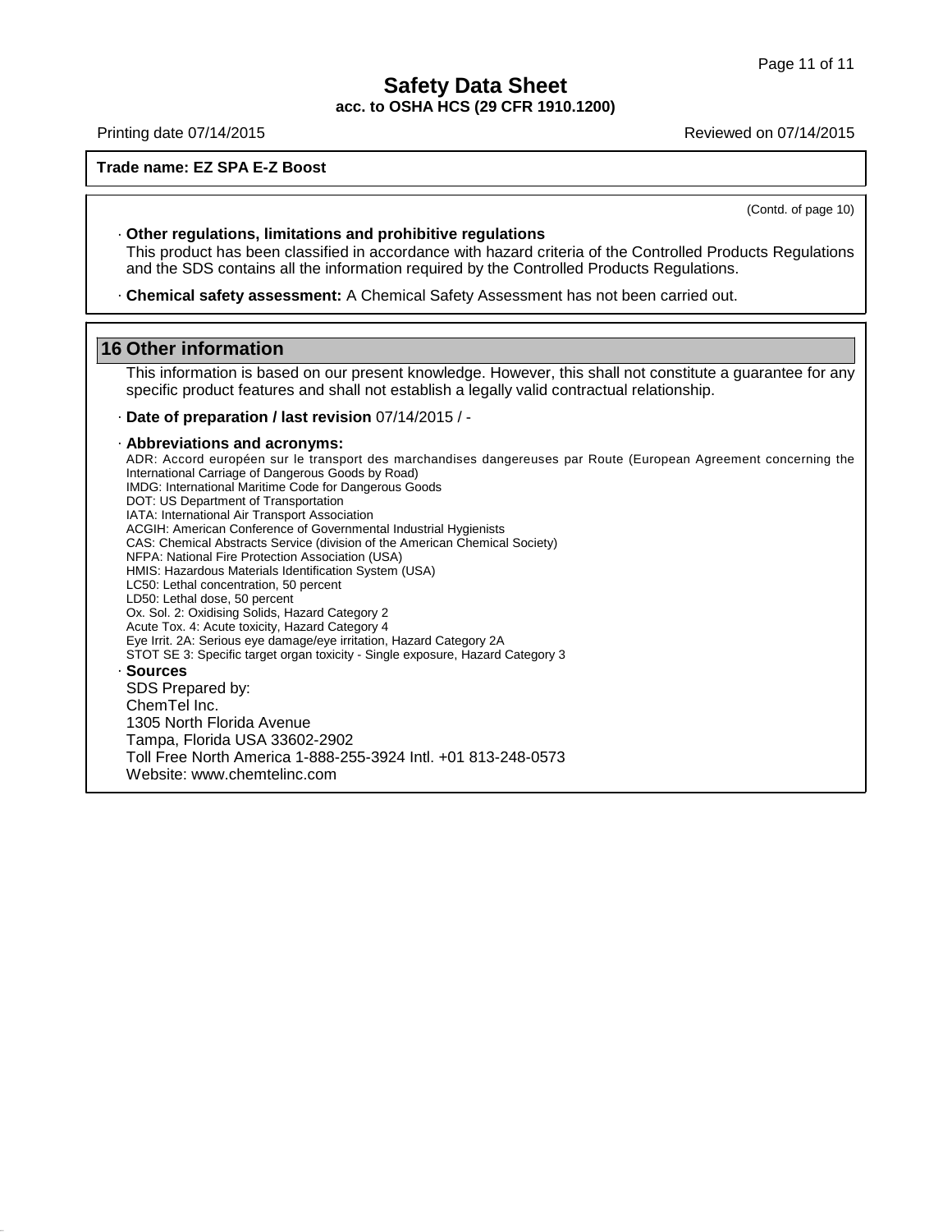**Trade name: EZ SPA E-Z Boost**

(Contd. of page 10)

· **Other regulations, limitations and prohibitive regulations**
This product has been classified in accordance with hazard criteria of the Controlled Products Regulations and the SDS contains all the information required by the Controlled Products Regulations.

· **Chemical safety assessment:** A Chemical Safety Assessment has not been carried out.

## 16 Other information

This information is based on our present knowledge. However, this shall not constitute a guarantee for any specific product features and shall not establish a legally valid contractual relationship.

· **Date of preparation / last revision** 07/14/2015 / -

· **Abbreviations and acronyms:**
ADR: Accord européen sur le transport des marchandises dangereuses par Route (European Agreement concerning the International Carriage of Dangerous Goods by Road)
IMDG: International Maritime Code for Dangerous Goods
DOT: US Department of Transportation
IATA: International Air Transport Association
ACGIH: American Conference of Governmental Industrial Hygienists
CAS: Chemical Abstracts Service (division of the American Chemical Society)
NFPA: National Fire Protection Association (USA)
HMIS: Hazardous Materials Identification System (USA)
LC50: Lethal concentration, 50 percent
LD50: Lethal dose, 50 percent
Ox. Sol. 2: Oxidising Solids, Hazard Category 2
Acute Tox. 4: Acute toxicity, Hazard Category 4
Eye Irrit. 2A: Serious eye damage/eye irritation, Hazard Category 2A
STOT SE 3: Specific target organ toxicity - Single exposure, Hazard Category 3

· **Sources**
SDS Prepared by:
ChemTel Inc.
1305 North Florida Avenue
Tampa, Florida USA 33602-2902
Toll Free North America 1-888-255-3924 Intl. +01 813-248-0573
Website: www.chemtelinc.com